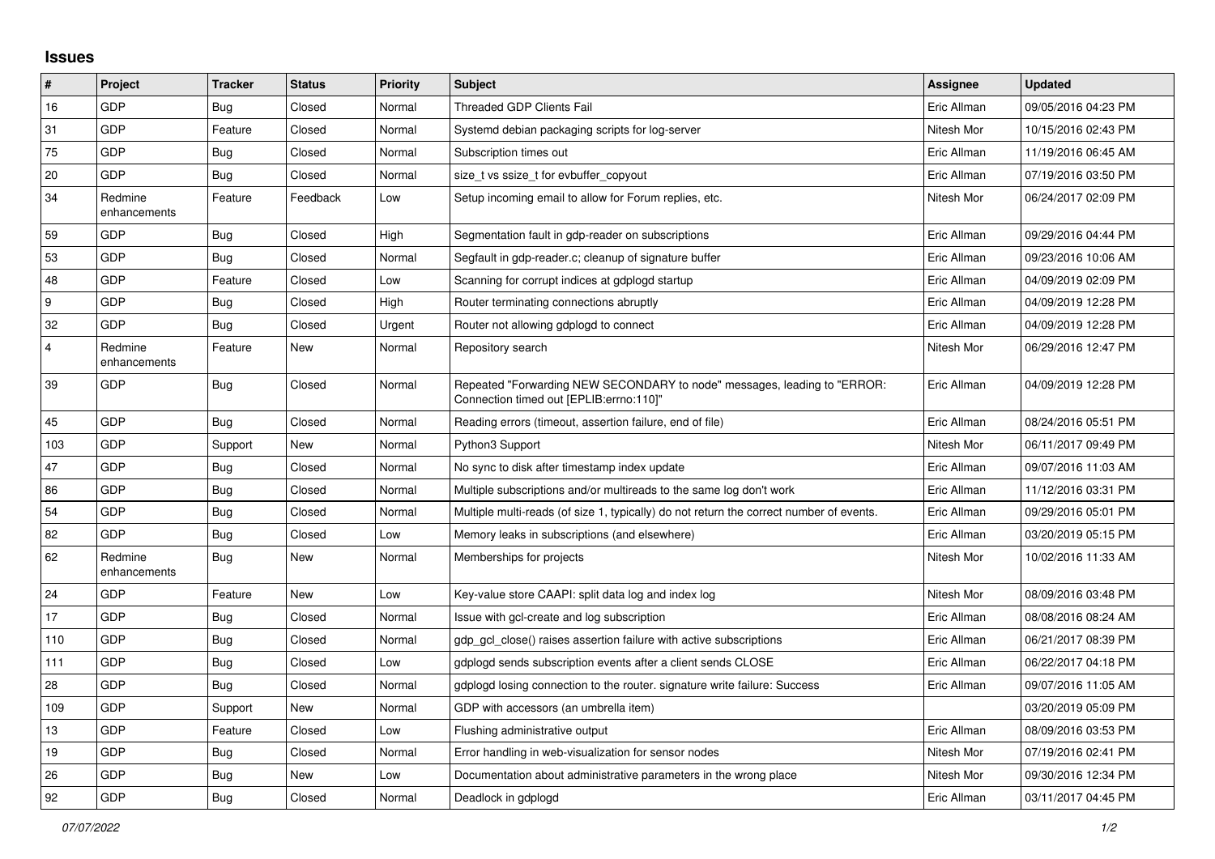# Issues

| # | Project | Tracker | Status | Priority | Subject | Assignee | Updated |
|---|---|---|---|---|---|---|---|
| 16 | GDP | Bug | Closed | Normal | Threaded GDP Clients Fail | Eric Allman | 09/05/2016 04:23 PM |
| 31 | GDP | Feature | Closed | Normal | Systemd debian packaging scripts for log-server | Nitesh Mor | 10/15/2016 02:43 PM |
| 75 | GDP | Bug | Closed | Normal | Subscription times out | Eric Allman | 11/19/2016 06:45 AM |
| 20 | GDP | Bug | Closed | Normal | size_t vs ssize_t for evbuffer_copyout | Eric Allman | 07/19/2016 03:50 PM |
| 34 | Redmine enhancements | Feature | Feedback | Low | Setup incoming email to allow for Forum replies, etc. | Nitesh Mor | 06/24/2017 02:09 PM |
| 59 | GDP | Bug | Closed | High | Segmentation fault in gdp-reader on subscriptions | Eric Allman | 09/29/2016 04:44 PM |
| 53 | GDP | Bug | Closed | Normal | Segfault in gdp-reader.c; cleanup of signature buffer | Eric Allman | 09/23/2016 10:06 AM |
| 48 | GDP | Feature | Closed | Low | Scanning for corrupt indices at gdplogd startup | Eric Allman | 04/09/2019 02:09 PM |
| 9 | GDP | Bug | Closed | High | Router terminating connections abruptly | Eric Allman | 04/09/2019 12:28 PM |
| 32 | GDP | Bug | Closed | Urgent | Router not allowing gdplogd to connect | Eric Allman | 04/09/2019 12:28 PM |
| 4 | Redmine enhancements | Feature | New | Normal | Repository search | Nitesh Mor | 06/29/2016 12:47 PM |
| 39 | GDP | Bug | Closed | Normal | Repeated "Forwarding NEW SECONDARY to node" messages, leading to "ERROR: Connection timed out [EPLIB:errno:110]" | Eric Allman | 04/09/2019 12:28 PM |
| 45 | GDP | Bug | Closed | Normal | Reading errors (timeout, assertion failure, end of file) | Eric Allman | 08/24/2016 05:51 PM |
| 103 | GDP | Support | New | Normal | Python3 Support | Nitesh Mor | 06/11/2017 09:49 PM |
| 47 | GDP | Bug | Closed | Normal | No sync to disk after timestamp index update | Eric Allman | 09/07/2016 11:03 AM |
| 86 | GDP | Bug | Closed | Normal | Multiple subscriptions and/or multireads to the same log don't work | Eric Allman | 11/12/2016 03:31 PM |
| 54 | GDP | Bug | Closed | Normal | Multiple multi-reads (of size 1, typically) do not return the correct number of events. | Eric Allman | 09/29/2016 05:01 PM |
| 82 | GDP | Bug | Closed | Low | Memory leaks in subscriptions (and elsewhere) | Eric Allman | 03/20/2019 05:15 PM |
| 62 | Redmine enhancements | Bug | New | Normal | Memberships for projects | Nitesh Mor | 10/02/2016 11:33 AM |
| 24 | GDP | Feature | New | Low | Key-value store CAAPI: split data log and index log | Nitesh Mor | 08/09/2016 03:48 PM |
| 17 | GDP | Bug | Closed | Normal | Issue with gcl-create and log subscription | Eric Allman | 08/08/2016 08:24 AM |
| 110 | GDP | Bug | Closed | Normal | gdp_gcl_close() raises assertion failure with active subscriptions | Eric Allman | 06/21/2017 08:39 PM |
| 111 | GDP | Bug | Closed | Low | gdplogd sends subscription events after a client sends CLOSE | Eric Allman | 06/22/2017 04:18 PM |
| 28 | GDP | Bug | Closed | Normal | gdplogd losing connection to the router. signature write failure: Success | Eric Allman | 09/07/2016 11:05 AM |
| 109 | GDP | Support | New | Normal | GDP with accessors (an umbrella item) | | 03/20/2019 05:09 PM |
| 13 | GDP | Feature | Closed | Low | Flushing administrative output | Eric Allman | 08/09/2016 03:53 PM |
| 19 | GDP | Bug | Closed | Normal | Error handling in web-visualization for sensor nodes | Nitesh Mor | 07/19/2016 02:41 PM |
| 26 | GDP | Bug | New | Low | Documentation about administrative parameters in the wrong place | Nitesh Mor | 09/30/2016 12:34 PM |
| 92 | GDP | Bug | Closed | Normal | Deadlock in gdplogd | Eric Allman | 03/11/2017 04:45 PM |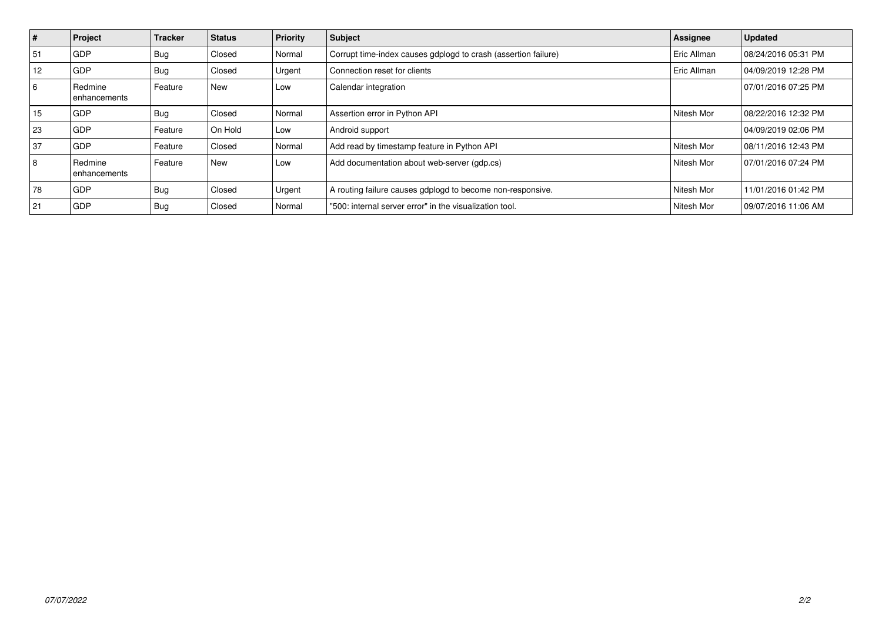| # | Project | Tracker | Status | Priority | Subject | Assignee | Updated |
| --- | --- | --- | --- | --- | --- | --- | --- |
| 51 | GDP | Bug | Closed | Normal | Corrupt time-index causes gdplogd to crash (assertion failure) | Eric Allman | 08/24/2016 05:31 PM |
| 12 | GDP | Bug | Closed | Urgent | Connection reset for clients | Eric Allman | 04/09/2019 12:28 PM |
| 6 | Redmine enhancements | Feature | New | Low | Calendar integration | | 07/01/2016 07:25 PM |
| 15 | GDP | Bug | Closed | Normal | Assertion error in Python API | Nitesh Mor | 08/22/2016 12:32 PM |
| 23 | GDP | Feature | On Hold | Low | Android support | | 04/09/2019 02:06 PM |
| 37 | GDP | Feature | Closed | Normal | Add read by timestamp feature in Python API | Nitesh Mor | 08/11/2016 12:43 PM |
| 8 | Redmine enhancements | Feature | New | Low | Add documentation about web-server (gdp.cs) | Nitesh Mor | 07/01/2016 07:24 PM |
| 78 | GDP | Bug | Closed | Urgent | A routing failure causes gdplogd to become non-responsive. | Nitesh Mor | 11/01/2016 01:42 PM |
| 21 | GDP | Bug | Closed | Normal | "500: internal server error" in the visualization tool. | Nitesh Mor | 09/07/2016 11:06 AM |